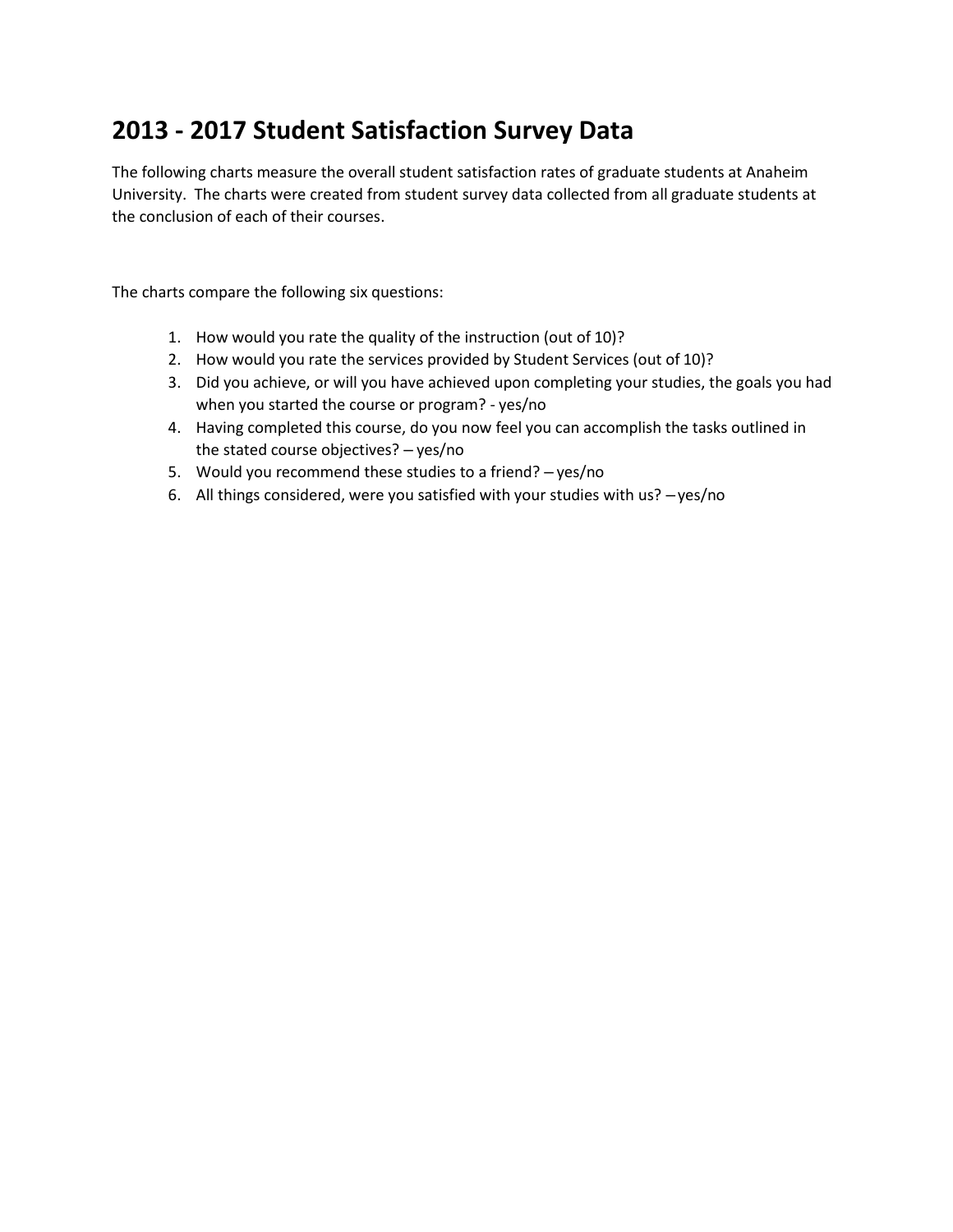# 2013 - 2017 Student Satisfaction Survey Data

The following charts measure the overall student satisfaction rates of graduate students at Anaheim University. The charts were created from student survey data collected from all graduate students at the conclusion of each of their courses.

The charts compare the following six questions:

1. How would you rate the quality of the instruction (out of 10)?
2. How would you rate the services provided by Student Services (out of 10)?
3. Did you achieve, or will you have achieved upon completing your studies, the goals you had when you started the course or program? - yes/no
4. Having completed this course, do you now feel you can accomplish the tasks outlined in the stated course objectives? – yes/no
5. Would you recommend these studies to a friend? – yes/no
6. All things considered, were you satisfied with your studies with us? – yes/no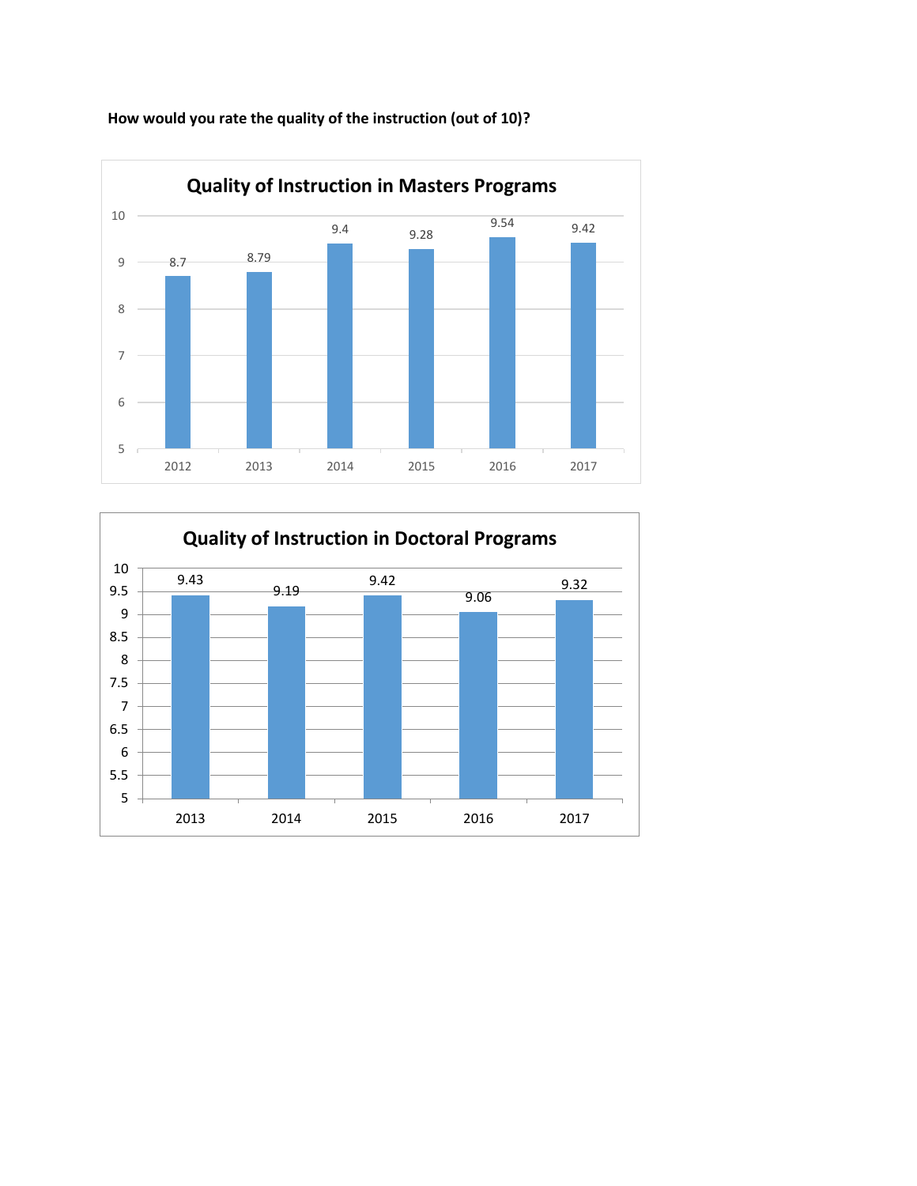**How would you rate the quality of the instruction (out of 10)?**

**Quality of Instruction in Masters Programs**

| Year | Rating |
|---|---|
| 2012 | 8.7 |
| 2013 | 8.79 |
| 2014 | 9.4 |
| 2015 | 9.28 |
| 2016 | 9.54 |
| 2017 | 9.42 |

**Quality of Instruction in Doctoral Programs**

| Year | Rating |
|---|---|
| 2013 | 9.43 |
| 2014 | 9.19 |
| 2015 | 9.42 |
| 2016 | 9.06 |
| 2017 | 9.32 |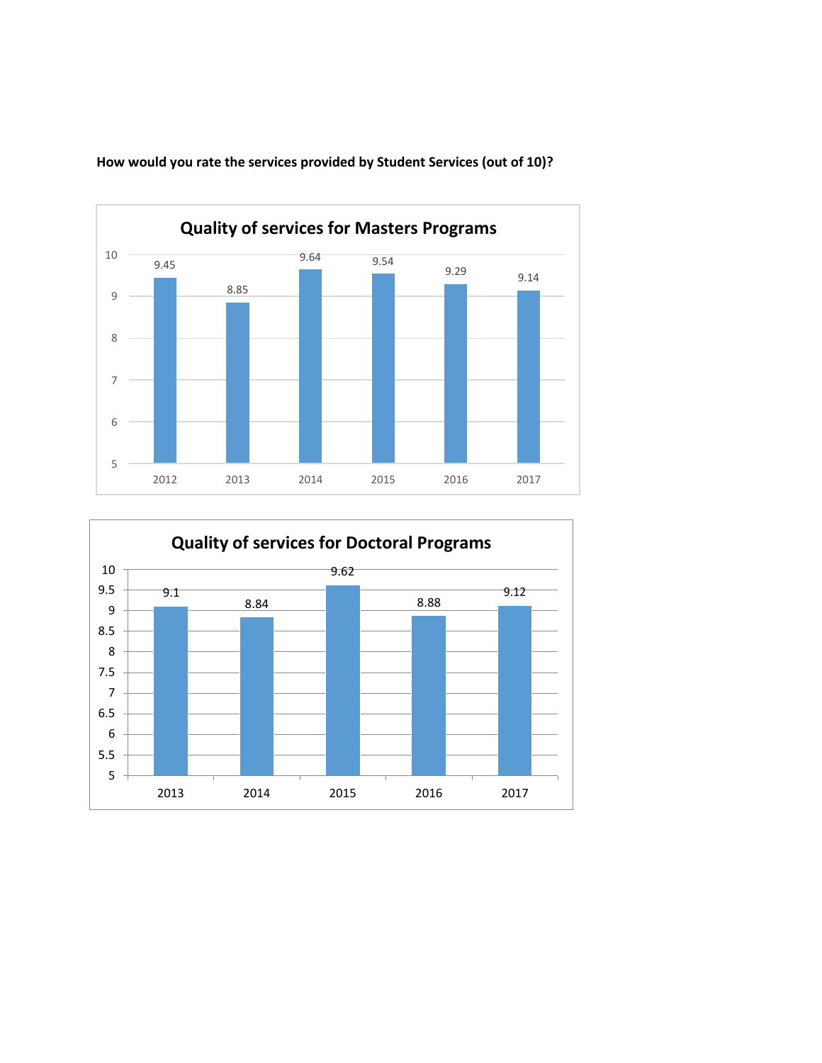**How would you rate the services provided by Student Services (out of 10)?**

**Quality of services for Masters Programs**

| Year | Rating |
|---|---|
| 2012 | 9.45 |
| 2013 | 8.85 |
| 2014 | 9.64 |
| 2015 | 9.54 |
| 2016 | 9.29 |
| 2017 | 9.14 |

**Quality of services for Doctoral Programs**

| Year | Rating |
|---|---|
| 2013 | 9.1 |
| 2014 | 8.84 |
| 2015 | 9.62 |
| 2016 | 8.88 |
| 2017 | 9.12 |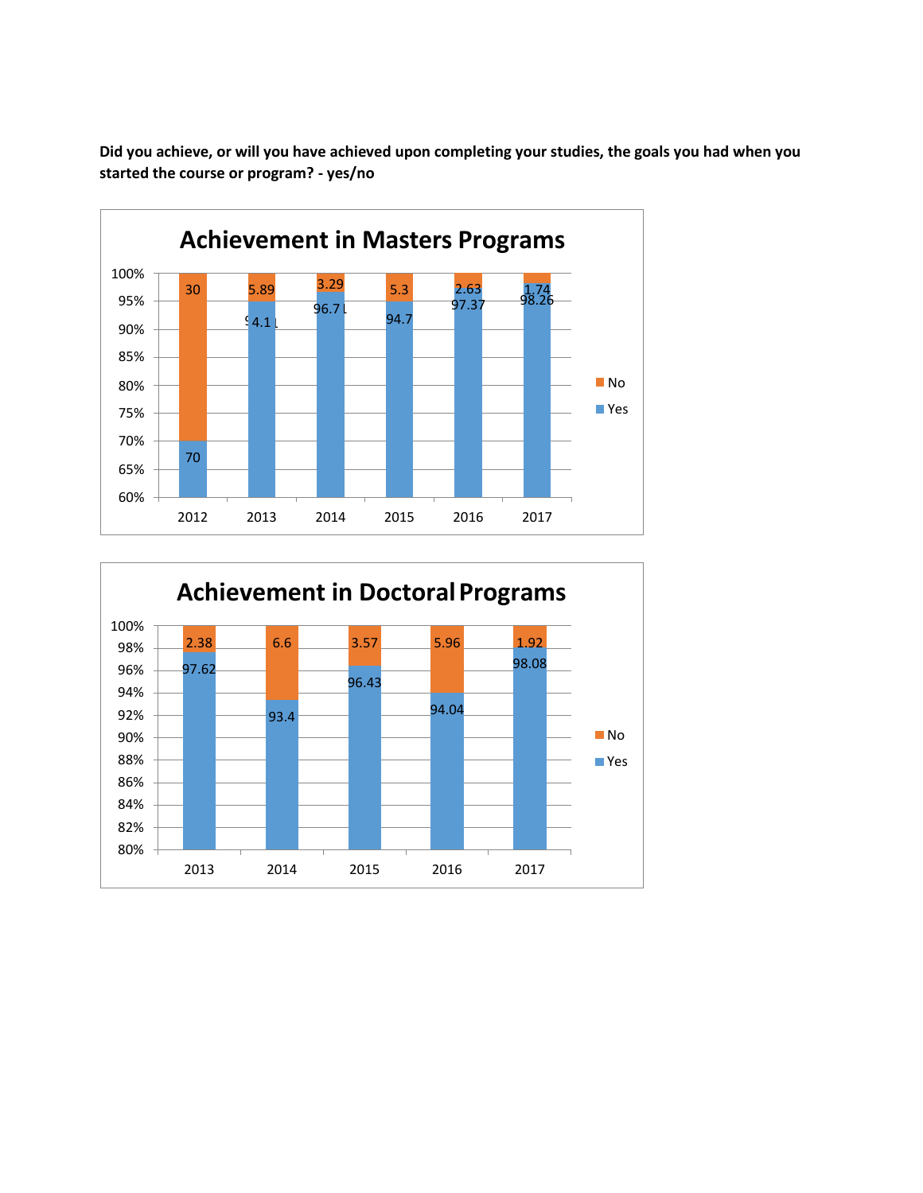**Did you achieve, or will you have achieved upon completing your studies, the goals you had when you started the course or program? - yes/no**

**Achievement in Masters Programs**

| Year | Yes | No |
|---|---|---|
| 2012 | 70 | 30 |
| 2013 | 94.11 | 5.89 |
| 2014 | 96.71 | 3.29 |
| 2015 | 94.7 | 5.3 |
| 2016 | 97.37 | 2.63 |
| 2017 | 98.26 | 1.74 |

**Achievement in Doctoral Programs**

| Year | Yes | No |
|---|---|---|
| 2013 | 97.62 | 2.38 |
| 2014 | 93.4 | 6.6 |
| 2015 | 96.43 | 3.57 |
| 2016 | 94.04 | 5.96 |
| 2017 | 98.08 | 1.92 |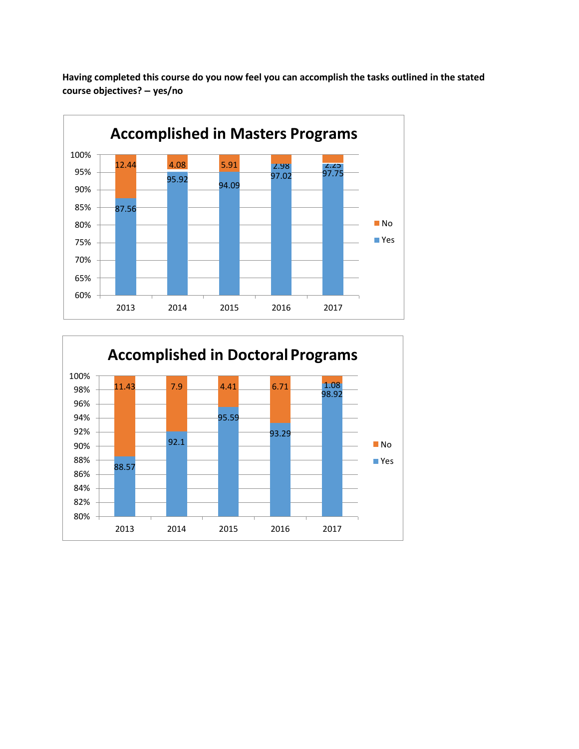**Having completed this course do you now feel you can accomplish the tasks outlined in the stated course objectives? – yes/no**

**Accomplished in Masters Programs**

| Year | Yes | No |
|---|---|---|
| 2013 | 87.56 | 12.44 |
| 2014 | 95.92 | 4.08 |
| 2015 | 94.09 | 5.91 |
| 2016 | 97.02 | 2.98 |
| 2017 | 97.75 | 2.25 |

**Accomplished in Doctoral Programs**

| Year | Yes | No |
|---|---|---|
| 2013 | 88.57 | 11.43 |
| 2014 | 92.1 | 7.9 |
| 2015 | 95.59 | 4.41 |
| 2016 | 93.29 | 6.71 |
| 2017 | 98.92 | 1.08 |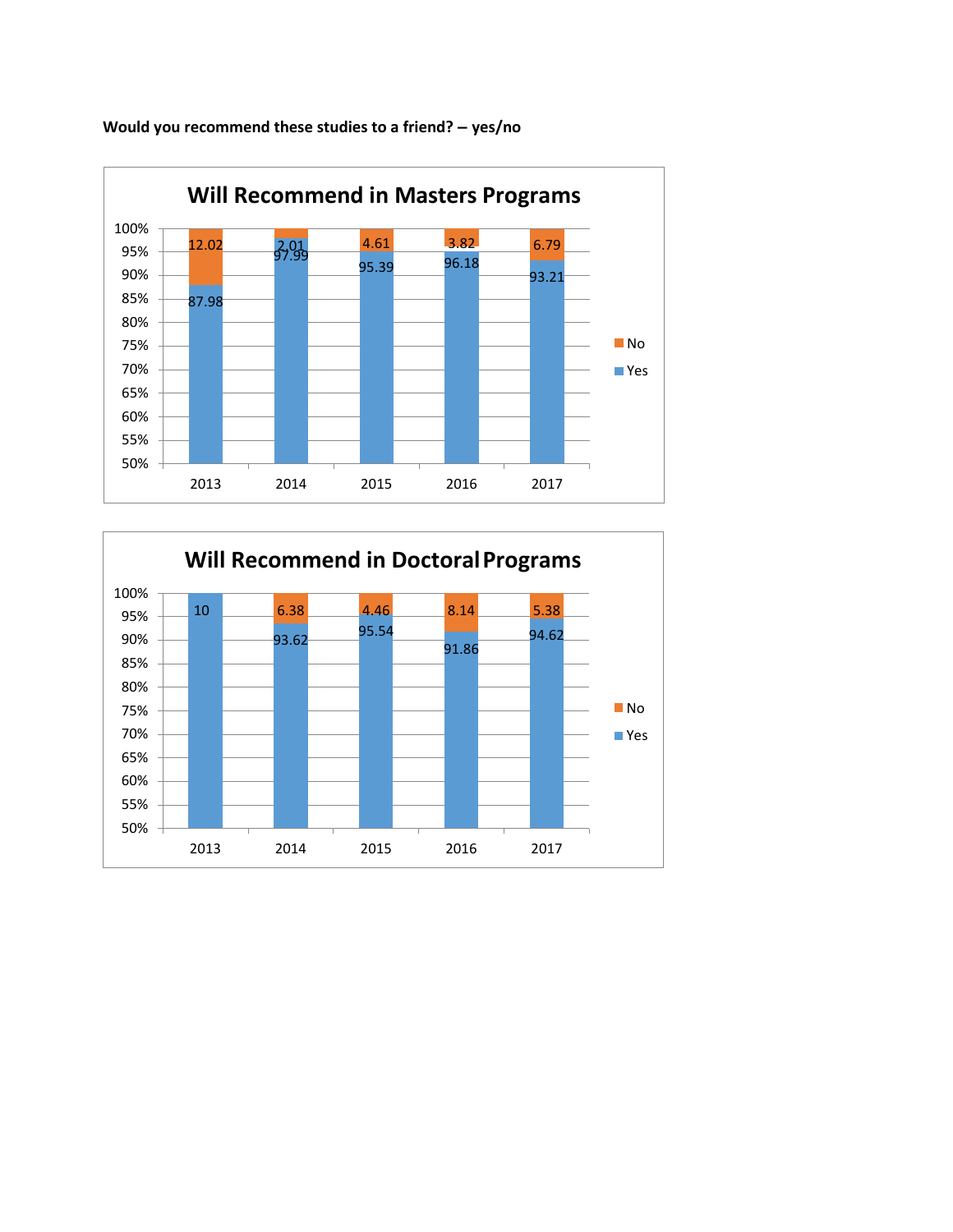**Would you recommend these studies to a friend? – yes/no**

**Will Recommend in Masters Programs**

| Year | Yes | No |
|---|---|---|
| 2013 | 87.98 | 12.02 |
| 2014 | 97.99 | 2.01 |
| 2015 | 95.39 | 4.61 |
| 2016 | 96.18 | 3.82 |
| 2017 | 93.21 | 6.79 |

**Will Recommend in Doctoral Programs**

| Year | Yes | No |
|---|---|---|
| 2013 | 10 | |
| 2014 | 93.62 | 6.38 |
| 2015 | 95.54 | 4.46 |
| 2016 | 91.86 | 8.14 |
| 2017 | 94.62 | 5.38 |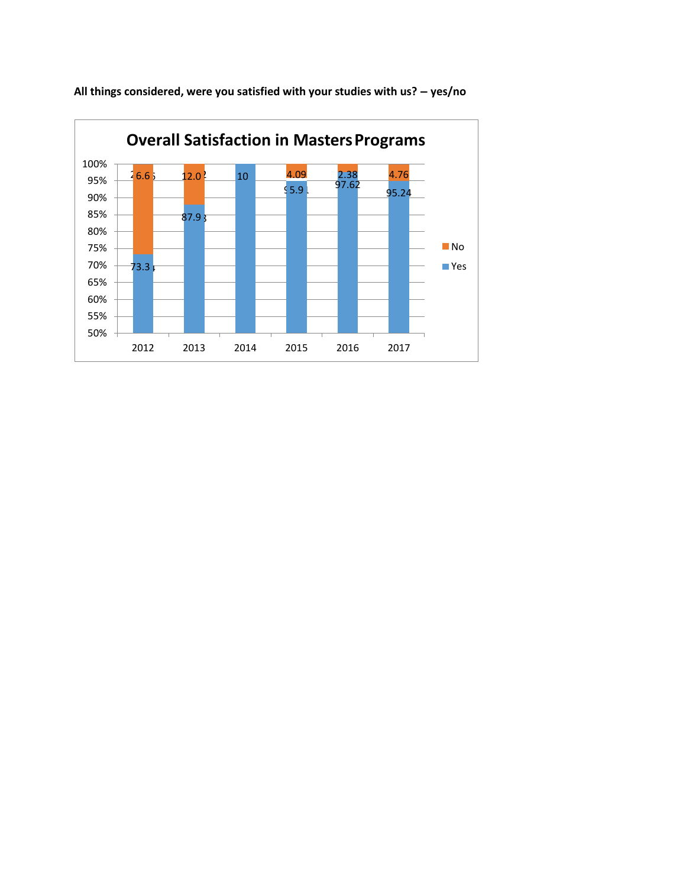**All things considered, were you satisfied with your studies with us? – yes/no**

Overall Satisfaction in Masters Programs

100%
95%
90%
85%
80%
75%
70%
65%
60%
55%
50%

2012 2013 2014 2015 2016 2017

26.6
73.3
12.0
87.9
10
4.09
95.9
2.38
97.62
4.76
95.24

No
Yes